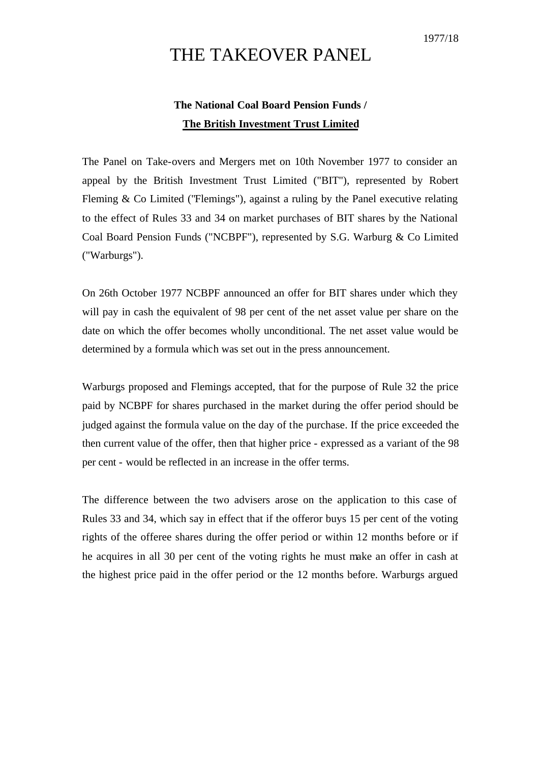1977/18

# THE TAKEOVER PANEL

**The National Coal Board Pension Funds /**
**The British Investment Trust Limited**

The Panel on Take-overs and Mergers met on 10th November 1977 to consider an appeal by the British Investment Trust Limited ("BIT"), represented by Robert Fleming & Co Limited ("Flemings"), against a ruling by the Panel executive relating to the effect of Rules 33 and 34 on market purchases of BIT shares by the National Coal Board Pension Funds ("NCBPF"), represented by S.G. Warburg & Co Limited ("Warburgs").

On 26th October 1977 NCBPF announced an offer for BIT shares under which they will pay in cash the equivalent of 98 per cent of the net asset value per share on the date on which the offer becomes wholly unconditional. The net asset value would be determined by a formula which was set out in the press announcement.

Warburgs proposed and Flemings accepted, that for the purpose of Rule 32 the price paid by NCBPF for shares purchased in the market during the offer period should be judged against the formula value on the day of the purchase. If the price exceeded the then current value of the offer, then that higher price - expressed as a variant of the 98 per cent - would be reflected in an increase in the offer terms.

The difference between the two advisers arose on the application to this case of Rules 33 and 34, which say in effect that if the offeror buys 15 per cent of the voting rights of the offeree shares during the offer period or within 12 months before or if he acquires in all 30 per cent of the voting rights he must make an offer in cash at the highest price paid in the offer period or the 12 months before. Warburgs argued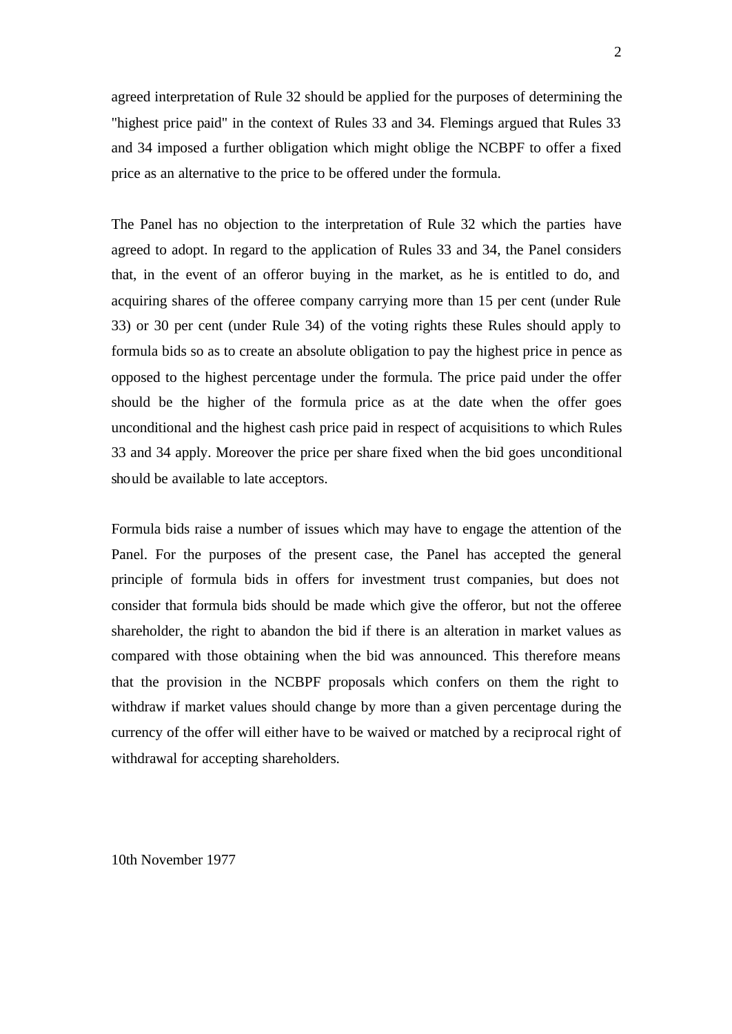agreed interpretation of Rule 32 should be applied for the purposes of determining the "highest price paid" in the context of Rules 33 and 34. Flemings argued that Rules 33 and 34 imposed a further obligation which might oblige the NCBPF to offer a fixed price as an alternative to the price to be offered under the formula.

The Panel has no objection to the interpretation of Rule 32 which the parties have agreed to adopt. In regard to the application of Rules 33 and 34, the Panel considers that, in the event of an offeror buying in the market, as he is entitled to do, and acquiring shares of the offeree company carrying more than 15 per cent (under Rule 33) or 30 per cent (under Rule 34) of the voting rights these Rules should apply to formula bids so as to create an absolute obligation to pay the highest price in pence as opposed to the highest percentage under the formula. The price paid under the offer should be the higher of the formula price as at the date when the offer goes unconditional and the highest cash price paid in respect of acquisitions to which Rules 33 and 34 apply. Moreover the price per share fixed when the bid goes unconditional should be available to late acceptors.

Formula bids raise a number of issues which may have to engage the attention of the Panel. For the purposes of the present case, the Panel has accepted the general principle of formula bids in offers for investment trust companies, but does not consider that formula bids should be made which give the offeror, but not the offeree shareholder, the right to abandon the bid if there is an alteration in market values as compared with those obtaining when the bid was announced. This therefore means that the provision in the NCBPF proposals which confers on them the right to withdraw if market values should change by more than a given percentage during the currency of the offer will either have to be waived or matched by a reciprocal right of withdrawal for accepting shareholders.

10th November 1977